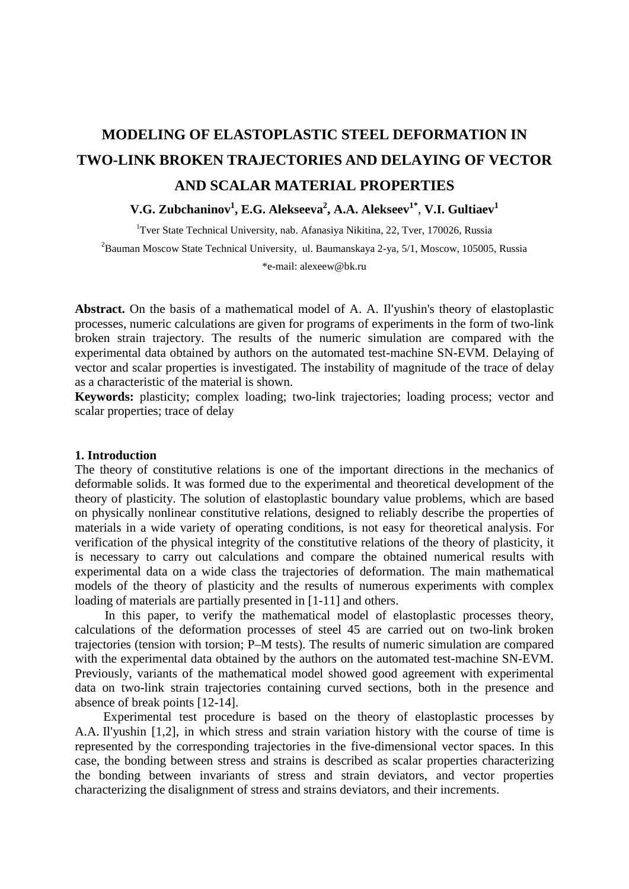# MODELING OF ELASTOPLASTIC STEEL DEFORMATION IN TWO-LINK BROKEN TRAJECTORIES AND DELAYING OF VECTOR AND SCALAR MATERIAL PROPERTIES

**V.G. Zubchaninov[1], E.G. Alekseeva[2], A.A. Alekseev[1*], V.I. Gultiaev[1]**

[1]Tver State Technical University, nab. Afanasiya Nikitina, 22, Tver, 170026, Russia

[2]Bauman Moscow State Technical University, ul. Baumanskaya 2-ya, 5/1, Moscow, 105005, Russia

*e-mail: alexeew@bk.ru

**Abstract.** On the basis of a mathematical model of A. A. Il'yushin's theory of elastoplastic processes, numeric calculations are given for programs of experiments in the form of two-link broken strain trajectory. The results of the numeric simulation are compared with the experimental data obtained by authors on the automated test-machine SN-EVM. Delaying of vector and scalar properties is investigated. The instability of magnitude of the trace of delay as a characteristic of the material is shown.

**Keywords:** plasticity; complex loading; two-link trajectories; loading process; vector and scalar properties; trace of delay

## 1. Introduction

The theory of constitutive relations is one of the important directions in the mechanics of deformable solids. It was formed due to the experimental and theoretical development of the theory of plasticity. The solution of elastoplastic boundary value problems, which are based on physically nonlinear constitutive relations, designed to reliably describe the properties of materials in a wide variety of operating conditions, is not easy for theoretical analysis. For verification of the physical integrity of the constitutive relations of the theory of plasticity, it is necessary to carry out calculations and compare the obtained numerical results with experimental data on a wide class the trajectories of deformation. The main mathematical models of the theory of plasticity and the results of numerous experiments with complex loading of materials are partially presented in [1-11] and others.

In this paper, to verify the mathematical model of elastoplastic processes theory, calculations of the deformation processes of steel 45 are carried out on two-link broken trajectories (tension with torsion; P–M tests). The results of numeric simulation are compared with the experimental data obtained by the authors on the automated test-machine SN-EVM. Previously, variants of the mathematical model showed good agreement with experimental data on two-link strain trajectories containing curved sections, both in the presence and absence of break points [12-14].

Experimental test procedure is based on the theory of elastoplastic processes by A.A. Il'yushin [1,2], in which stress and strain variation history with the course of time is represented by the corresponding trajectories in the five-dimensional vector spaces. In this case, the bonding between stress and strains is described as scalar properties characterizing the bonding between invariants of stress and strain deviators, and vector properties characterizing the disalignment of stress and strains deviators, and their increments.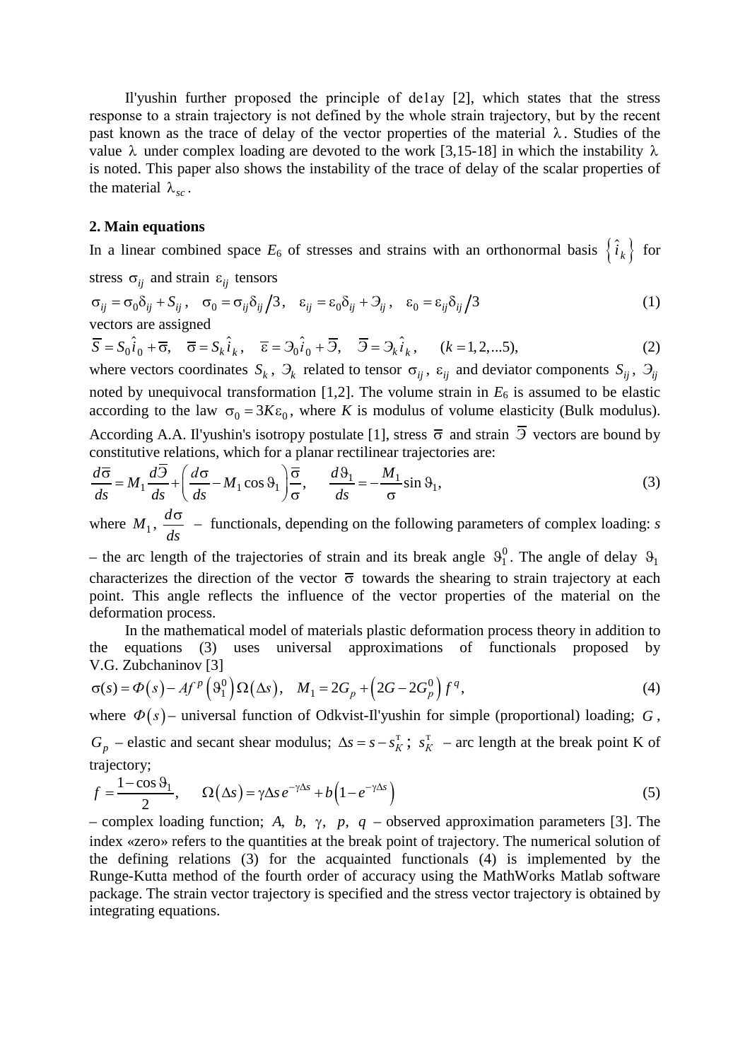Il'yushin further proposed the principle of de1ay [2], which states that the stress response to a strain trajectory is not defined by the whole strain trajectory, but by the recent past known as the trace of delay of the vector properties of the material $\lambda$. Studies of the value $\lambda$ under complex loading are devoted to the work [3,15-18] in which the instability $\lambda$ is noted. This paper also shows the instability of the trace of delay of the scalar properties of the material $\lambda_{sc}$.

## 2. Main equations

In a linear combined space $E_6$ of stresses and strains with an orthonormal basis $\left\{ \hat{i}_k \right\}$ for stress $\sigma_{ij}$ and strain $\varepsilon_{ij}$ tensors

$$\sigma_{ij} = \sigma_0 \delta_{ij} + S_{ij}, \quad \sigma_0 = \sigma_{ij}\delta_{ij}/3, \quad \varepsilon_{ij} = \varepsilon_0 \delta_{ij} + Э_{ij}, \quad \varepsilon_0 = \varepsilon_{ij}\delta_{ij}/3 \tag{1}$$

vectors are assigned

$$\overline{S} = S_0 \hat{i}_0 + \overline{\sigma}, \quad \overline{\sigma} = S_k \hat{i}_k, \quad \overline{\varepsilon} = Э_0 \hat{i}_0 + \overline{Э}, \quad \overline{Э} = Э_k \hat{i}_k, \qquad (k = 1, 2, ...5), \tag{2}$$

where vectors coordinates $S_k$, $Э_k$ related to tensor $\sigma_{ij}$, $\varepsilon_{ij}$ and deviator components $S_{ij}$, $Э_{ij}$ noted by unequivocal transformation [1,2]. The volume strain in $E_6$ is assumed to be elastic according to the law $\sigma_0 = 3K\varepsilon_0$, where $K$ is modulus of volume elasticity (Bulk modulus). According A.A. Il'yushin's isotropy postulate [1], stress $\overline{\sigma}$ and strain $\overline{Э}$ vectors are bound by constitutive relations, which for a planar rectilinear trajectories are:

$$\frac{d\overline{\sigma}}{ds} = M_1 \frac{d\overline{Э}}{ds} + \left( \frac{d\sigma}{ds} - M_1 \cos\vartheta_1 \right) \frac{\overline{\sigma}}{\sigma}, \qquad \frac{d\vartheta_1}{ds} = -\frac{M_1}{\sigma} \sin\vartheta_1, \tag{3}$$

where $M_1$, $\dfrac{d\sigma}{ds}$ – functionals, depending on the following parameters of complex loading: $s$ – the arc length of the trajectories of strain and its break angle $\vartheta_1^0$. The angle of delay $\vartheta_1$ characterizes the direction of the vector $\overline{\sigma}$ towards the shearing to strain trajectory at each point. This angle reflects the influence of the vector properties of the material on the deformation process.

In the mathematical model of materials plastic deformation process theory in addition to the equations (3) uses universal approximations of functionals proposed by V.G. Zubchaninov [3]

$$\sigma(s) = \Phi(s) - Af^{p}\left(\vartheta_1^0\right)\Omega(\Delta s), \quad M_1 = 2G_p + \left(2G - 2G_p^0\right) f^{q}, \tag{4}$$

where $\Phi(s)$ – universal function of Odkvist-Il'yushin for simple (proportional) loading; $G$, $G_p$ – elastic and secant shear modulus; $\Delta s = s - s_K^{т}$; $s_K^{т}$ – arc length at the break point K of trajectory;

$$f = \frac{1 - \cos\vartheta_1}{2}, \qquad \Omega(\Delta s) = \gamma \Delta s\, e^{-\gamma \Delta s} + b\left(1 - e^{-\gamma \Delta s}\right) \tag{5}$$

– complex loading function; $A$, $b$, $\gamma$, $p$, $q$ – observed approximation parameters [3]. The index «zero» refers to the quantities at the break point of trajectory. The numerical solution of the defining relations (3) for the acquainted functionals (4) is implemented by the Runge-Kutta method of the fourth order of accuracy using the MathWorks Matlab software package. The strain vector trajectory is specified and the stress vector trajectory is obtained by integrating equations.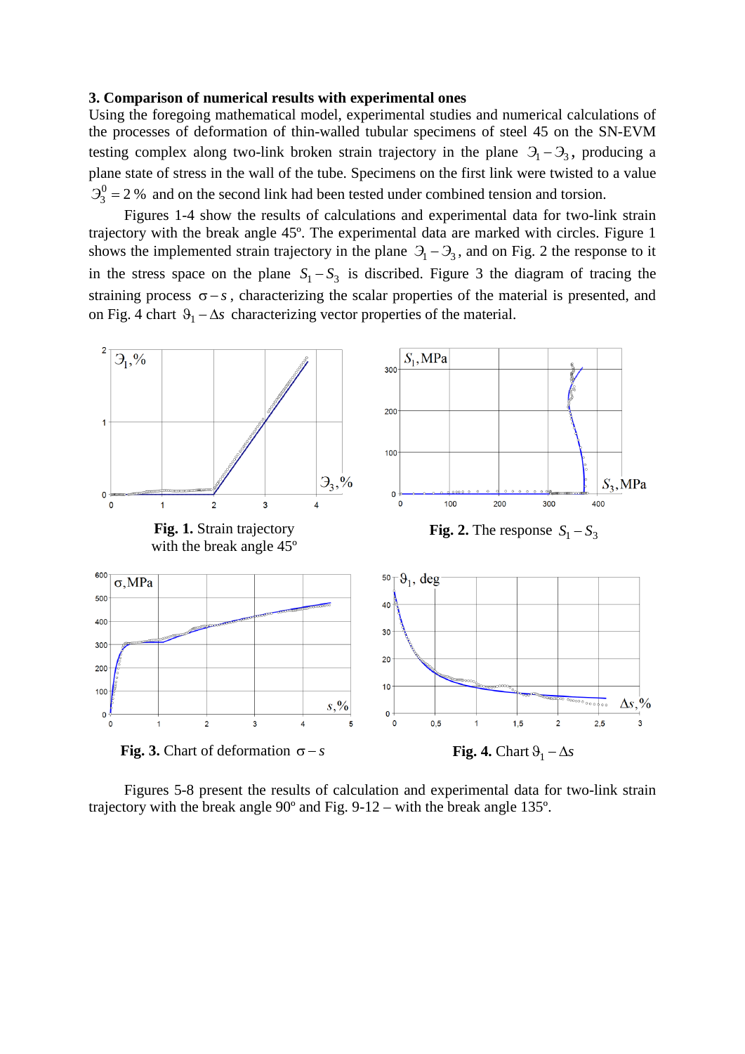### 3. Comparison of numerical results with experimental ones

Using the foregoing mathematical model, experimental studies and numerical calculations of the processes of deformation of thin-walled tubular specimens of steel 45 on the SN-EVM testing complex along two-link broken strain trajectory in the plane $Э_1 - Э_3$, producing a plane state of stress in the wall of the tube. Specimens on the first link were twisted to a value $Э_3^0 = 2\,\%$ and on the second link had been tested under combined tension and torsion.

Figures 1-4 show the results of calculations and experimental data for two-link strain trajectory with the break angle 45º. The experimental data are marked with circles. Figure 1 shows the implemented strain trajectory in the plane $Э_1 - Э_3$, and on Fig. 2 the response to it in the stress space on the plane $S_1 - S_3$ is discribed. Figure 3 the diagram of tracing the straining process $\sigma - s$, characterizing the scalar properties of the material is presented, and on Fig. 4 chart $\vartheta_1 - \Delta s$ characterizing vector properties of the material.

**Fig. 1.** Strain trajectory with the break angle 45º

**Fig. 2.** The response $S_1 - S_3$

**Fig. 3.** Chart of deformation $\sigma - s$

**Fig. 4.** Chart $\vartheta_1 - \Delta s$

Figures 5-8 present the results of calculation and experimental data for two-link strain trajectory with the break angle 90º and Fig. 9-12 – with the break angle 135º.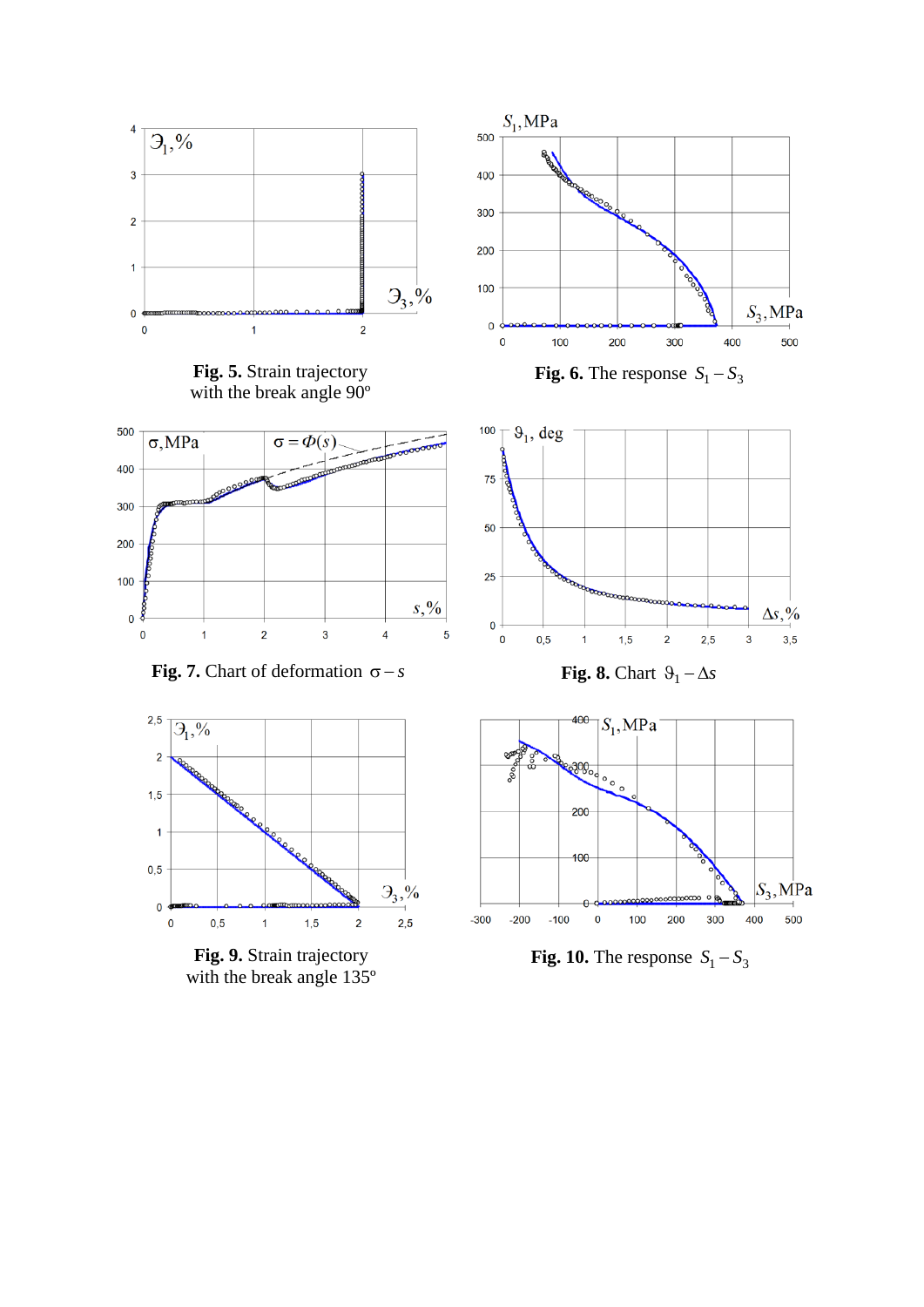**Fig. 5.** Strain trajectory with the break angle 90º

**Fig. 6.** The response $S_1 - S_3$

**Fig. 7.** Chart of deformation $\sigma - s$

**Fig. 8.** Chart $\vartheta_1 - \Delta s$

**Fig. 9.** Strain trajectory with the break angle 135º

**Fig. 10.** The response $S_1 - S_3$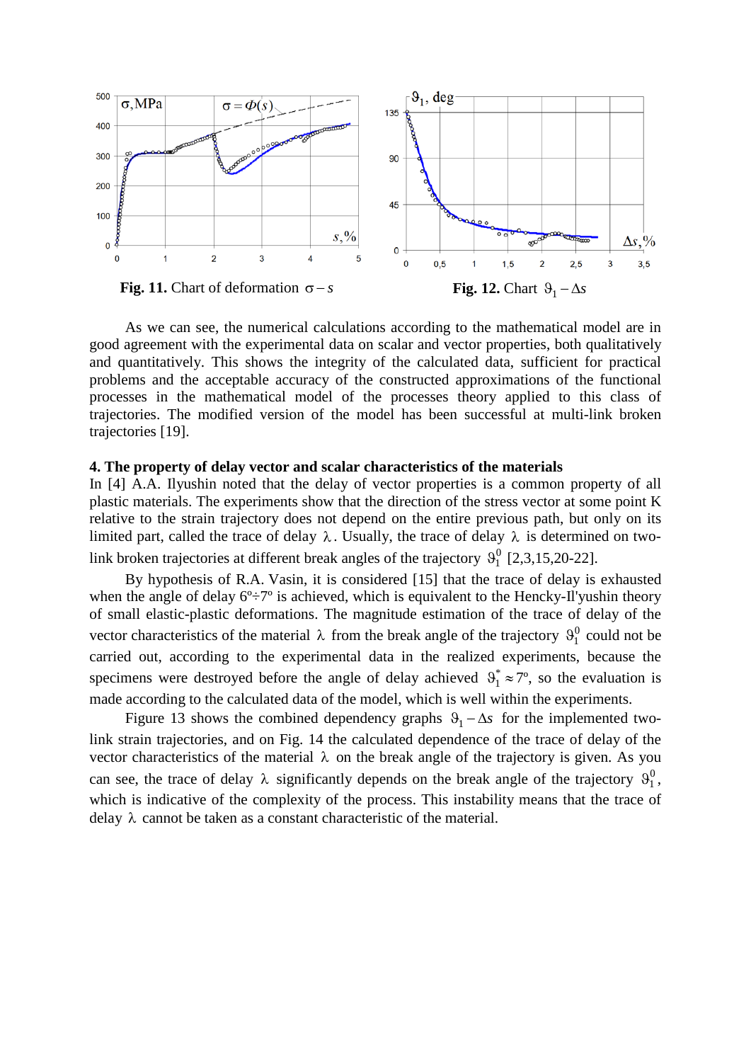**Fig. 11.** Chart of deformation $\sigma - s$

**Fig. 12.** Chart $\vartheta_1 - \Delta s$

As we can see, the numerical calculations according to the mathematical model are in good agreement with the experimental data on scalar and vector properties, both qualitatively and quantitatively. This shows the integrity of the calculated data, sufficient for practical problems and the acceptable accuracy of the constructed approximations of the functional processes in the mathematical model of the processes theory applied to this class of trajectories. The modified version of the model has been successful at multi-link broken trajectories [19].

**4. The property of delay vector and scalar characteristics of the materials**

In [4] A.A. Ilyushin noted that the delay of vector properties is a common property of all plastic materials. The experiments show that the direction of the stress vector at some point K relative to the strain trajectory does not depend on the entire previous path, but only on its limited part, called the trace of delay $\lambda$. Usually, the trace of delay $\lambda$ is determined on two-link broken trajectories at different break angles of the trajectory $\vartheta_1^0$ [2,3,15,20-22].

By hypothesis of R.A. Vasin, it is considered [15] that the trace of delay is exhausted when the angle of delay $6^{\circ} \div 7^{\circ}$ is achieved, which is equivalent to the Hencky-Il'yushin theory of small elastic-plastic deformations. The magnitude estimation of the trace of delay of the vector characteristics of the material $\lambda$ from the break angle of the trajectory $\vartheta_1^0$ could not be carried out, according to the experimental data in the realized experiments, because the specimens were destroyed before the angle of delay achieved $\vartheta_1^* \approx 7^{\circ}$, so the evaluation is made according to the calculated data of the model, which is well within the experiments.

Figure 13 shows the combined dependency graphs $\vartheta_1 - \Delta s$ for the implemented two-link strain trajectories, and on Fig. 14 the calculated dependence of the trace of delay of the vector characteristics of the material $\lambda$ on the break angle of the trajectory is given. As you can see, the trace of delay $\lambda$ significantly depends on the break angle of the trajectory $\vartheta_1^0$, which is indicative of the complexity of the process. This instability means that the trace of delay $\lambda$ cannot be taken as a constant characteristic of the material.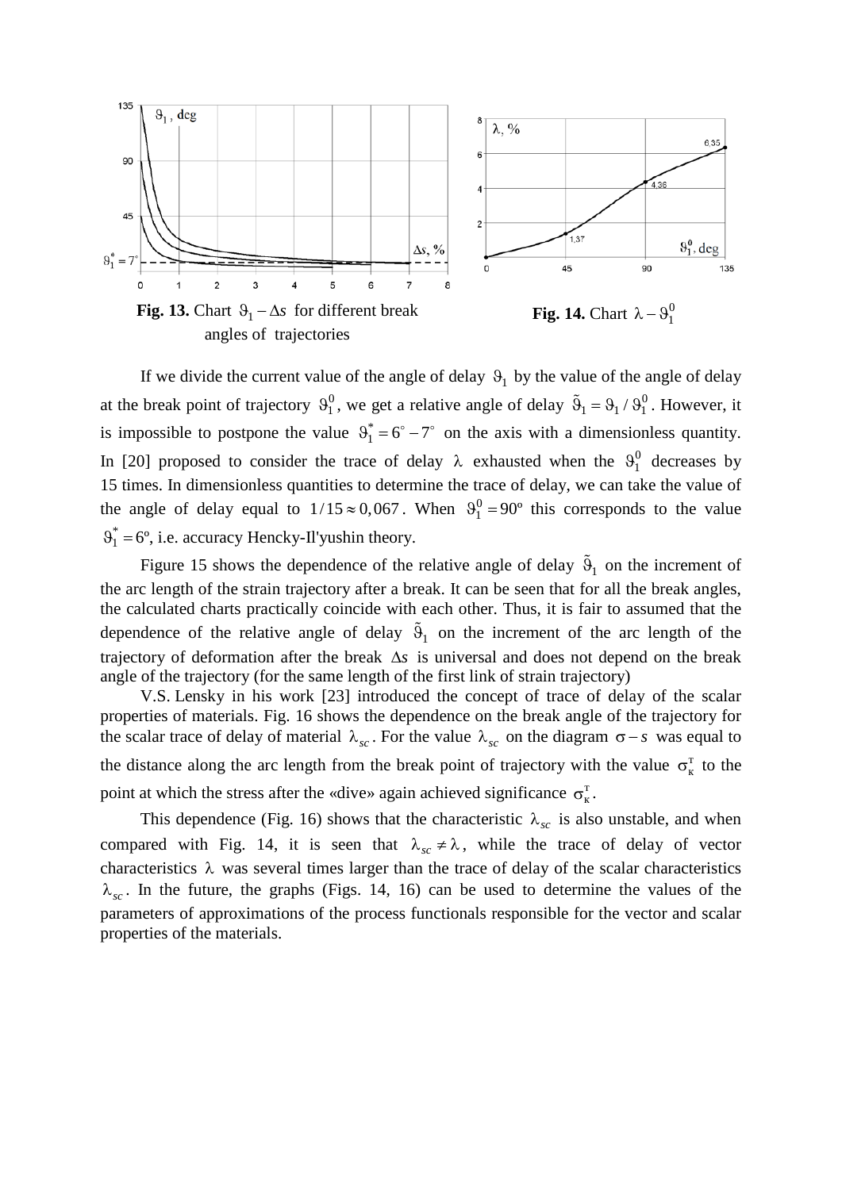**Fig. 13.** Chart $\vartheta_1 - \Delta s$ for different break angles of trajectories

**Fig. 14.** Chart $\lambda - \vartheta_1^0$

If we divide the current value of the angle of delay $\vartheta_1$ by the value of the angle of delay at the break point of trajectory $\vartheta_1^0$, we get a relative angle of delay $\tilde{\vartheta}_1 = \vartheta_1 / \vartheta_1^0$. However, it is impossible to postpone the value $\vartheta_1^* = 6^\circ - 7^\circ$ on the axis with a dimensionless quantity. In [20] proposed to consider the trace of delay $\lambda$ exhausted when the $\vartheta_1^0$ decreases by 15 times. In dimensionless quantities to determine the trace of delay, we can take the value of the angle of delay equal to $1/15 \approx 0,067$. When $\vartheta_1^0 = 90^\mathrm{o}$ this corresponds to the value $\vartheta_1^* = 6^\mathrm{o}$, i.e. accuracy Hencky-Il'yushin theory.

Figure 15 shows the dependence of the relative angle of delay $\tilde{\vartheta}_1$ on the increment of the arc length of the strain trajectory after a break. It can be seen that for all the break angles, the calculated charts practically coincide with each other. Thus, it is fair to assumed that the dependence of the relative angle of delay $\tilde{\vartheta}_1$ on the increment of the arc length of the trajectory of deformation after the break $\Delta s$ is universal and does not depend on the break angle of the trajectory (for the same length of the first link of strain trajectory)

V.S. Lensky in his work [23] introduced the concept of trace of delay of the scalar properties of materials. Fig. 16 shows the dependence on the break angle of the trajectory for the scalar trace of delay of material $\lambda_{sc}$. For the value $\lambda_{sc}$ on the diagram $\sigma - s$ was equal to the distance along the arc length from the break point of trajectory with the value $\sigma_\text{к}^\text{т}$ to the point at which the stress after the «dive» again achieved significance $\sigma_\text{к}^\text{т}$.

This dependence (Fig. 16) shows that the characteristic $\lambda_{sc}$ is also unstable, and when compared with Fig. 14, it is seen that $\lambda_{sc} \neq \lambda$, while the trace of delay of vector characteristics $\lambda$ was several times larger than the trace of delay of the scalar characteristics $\lambda_{sc}$. In the future, the graphs (Figs. 14, 16) can be used to determine the values of the parameters of approximations of the process functionals responsible for the vector and scalar properties of the materials.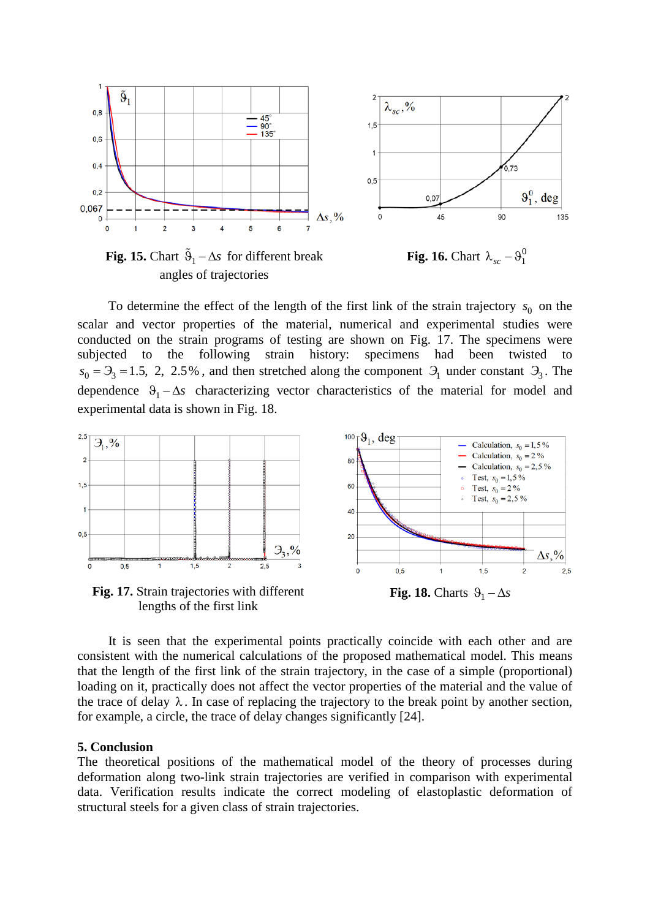**Fig. 15.** Chart $\tilde{\vartheta}_1 - \Delta s$ for different break angles of trajectories

**Fig. 16.** Chart $\lambda_{sc} - \vartheta_1^0$

To determine the effect of the length of the first link of the strain trajectory $s_0$ on the scalar and vector properties of the material, numerical and experimental studies were conducted on the strain programs of testing are shown on Fig. 17. The specimens were subjected to the following strain history: specimens had been twisted to $s_0 = Э_3 = 1.5,\ 2,\ 2.5\%$, and then stretched along the component $Э_1$ under constant $Э_3$. The dependence $\vartheta_1 - \Delta s$ characterizing vector characteristics of the material for model and experimental data is shown in Fig. 18.

**Fig. 17.** Strain trajectories with different lengths of the first link

**Fig. 18.** Charts $\vartheta_1 - \Delta s$

It is seen that the experimental points practically coincide with each other and are consistent with the numerical calculations of the proposed mathematical model. This means that the length of the first link of the strain trajectory, in the case of a simple (proportional) loading on it, practically does not affect the vector properties of the material and the value of the trace of delay $\lambda$. In case of replacing the trajectory to the break point by another section, for example, a circle, the trace of delay changes significantly [24].

## 5. Conclusion

The theoretical positions of the mathematical model of the theory of processes during deformation along two-link strain trajectories are verified in comparison with experimental data. Verification results indicate the correct modeling of elastoplastic deformation of structural steels for a given class of strain trajectories.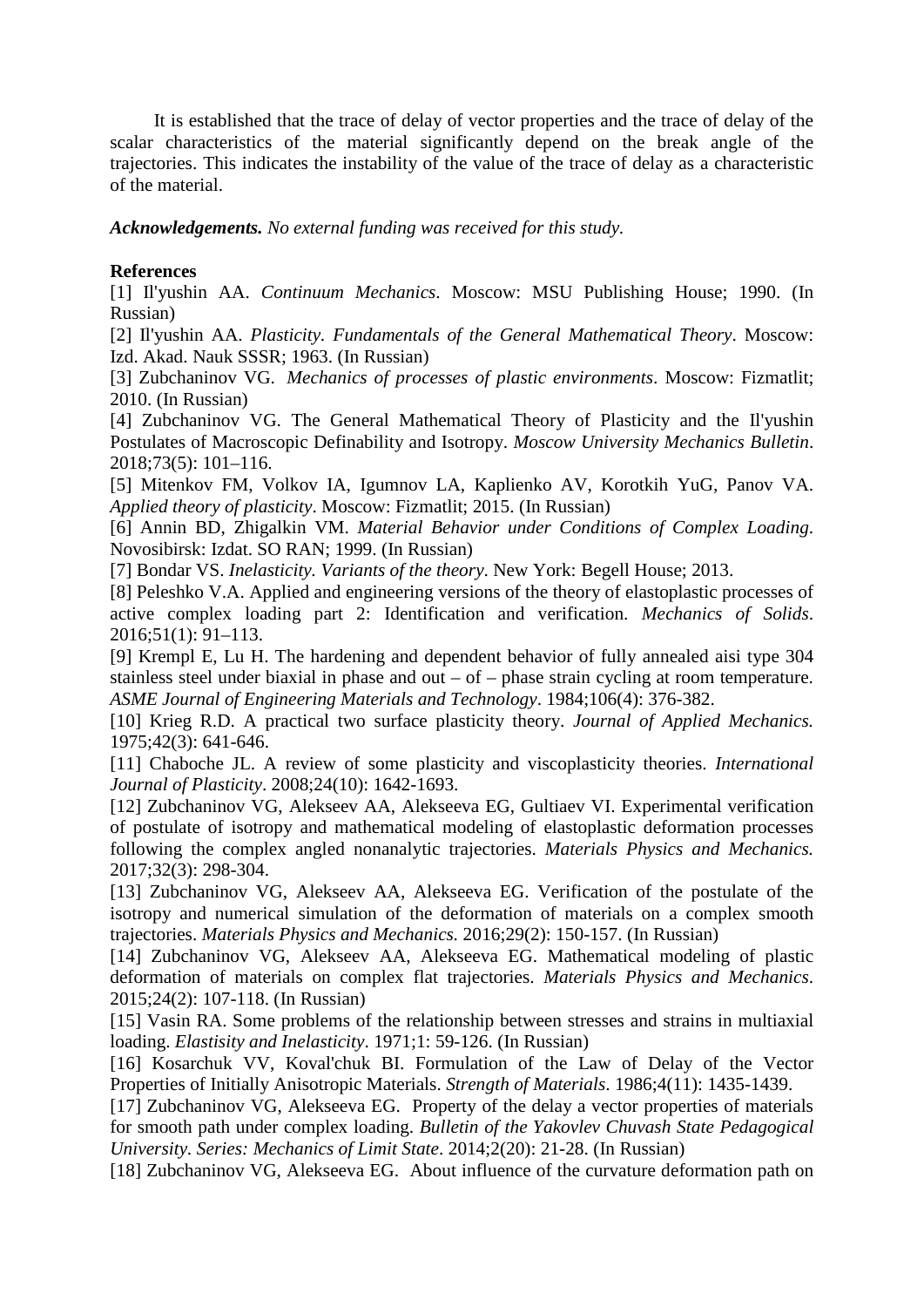It is established that the trace of delay of vector properties and the trace of delay of the scalar characteristics of the material significantly depend on the break angle of the trajectories. This indicates the instability of the value of the trace of delay as a characteristic of the material.

***Acknowledgements.*** *No external funding was received for this study.*

**References**

[1] Il'yushin AA. *Continuum Mechanics*. Moscow: MSU Publishing House; 1990. (In Russian)

[2] Il'yushin AA. *Plasticity. Fundamentals of the General Mathematical Theory*. Moscow: Izd. Akad. Nauk SSSR; 1963. (In Russian)

[3] Zubchaninov VG. *Mechanics of processes of plastic environments*. Moscow: Fizmatlit; 2010. (In Russian)

[4] Zubchaninov VG. The General Mathematical Theory of Plasticity and the Il'yushin Postulates of Macroscopic Definability and Isotropy. *Moscow University Mechanics Bulletin*. 2018;73(5): 101–116.

[5] Mitenkov FM, Volkov IA, Igumnov LA, Kaplienko AV, Korotkih YuG, Panov VA. *Applied theory of plasticity*. Moscow: Fizmatlit; 2015. (In Russian)

[6] Annin BD, Zhigalkin VM. *Material Behavior under Conditions of Complex Loading*. Novosibirsk: Izdat. SO RAN; 1999. (In Russian)

[7] Bondar VS. *Inelasticity. Variants of the theory*. New York: Begell House; 2013.

[8] Peleshko V.A. Applied and engineering versions of the theory of elastoplastic processes of active complex loading part 2: Identification and verification. *Mechanics of Solids*. 2016;51(1): 91–113.

[9] Krempl E, Lu H. The hardening and dependent behavior of fully annealed aisi type 304 stainless steel under biaxial in phase and out – of – phase strain cycling at room temperature. *ASME Journal of Engineering Materials and Technology*. 1984;106(4): 376-382.

[10] Krieg R.D. A practical two surface plasticity theory. *Journal of Applied Mechanics.* 1975;42(3): 641-646.

[11] Chaboche JL. A review of some plasticity and viscoplasticity theories. *International Journal of Plasticity*. 2008;24(10): 1642-1693.

[12] Zubchaninov VG, Alekseev AA, Alekseeva EG, Gultiaev VI. Experimental verification of postulate of isotropy and mathematical modeling of elastoplastic deformation processes following the complex angled nonanalytic trajectories. *Materials Physics and Mechanics.* 2017;32(3): 298-304.

[13] Zubchaninov VG, Alekseev AA, Alekseeva EG. Verification of the postulate of the isotropy and numerical simulation of the deformation of materials on a complex smooth trajectories. *Materials Physics and Mechanics.* 2016;29(2): 150-157. (In Russian)

[14] Zubchaninov VG, Alekseev AA, Alekseeva EG. Mathematical modeling of plastic deformation of materials on complex flat trajectories. *Materials Physics and Mechanics*. 2015;24(2): 107-118. (In Russian)

[15] Vasin RA. Some problems of the relationship between stresses and strains in multiaxial loading. *Elastisity and Inelasticity*. 1971;1: 59-126. (In Russian)

[16] Kosarchuk VV, Koval'chuk BI. Formulation of the Law of Delay of the Vector Properties of Initially Anisotropic Materials. *Strength of Materials*. 1986;4(11): 1435-1439.

[17] Zubchaninov VG, Alekseeva EG. Property of the delay a vector properties of materials for smooth path under complex loading. *Bulletin of the Yakovlev Chuvash State Pedagogical University. Series: Mechanics of Limit State*. 2014;2(20): 21-28. (In Russian)

[18] Zubchaninov VG, Alekseeva EG. About influence of the curvature deformation path on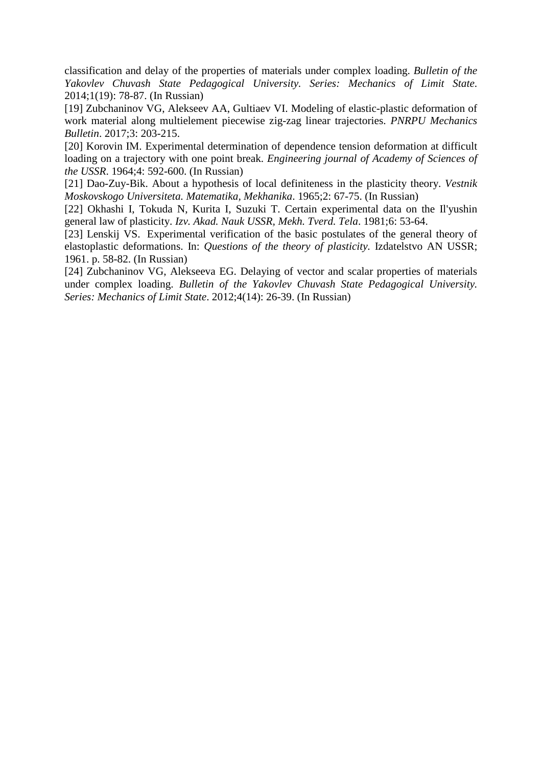classification and delay of the properties of materials under complex loading. *Bulletin of the Yakovlev Chuvash State Pedagogical University. Series: Mechanics of Limit State*. 2014;1(19): 78-87. (In Russian)

[19] Zubchaninov VG, Alekseev AA, Gultiaev VI. Modeling of elastic-plastic deformation of work material along multielement piecewise zig-zag linear trajectories. *PNRPU Mechanics Bulletin*. 2017;3: 203-215.

[20] Korovin IM. Experimental determination of dependence tension deformation at difficult loading on a trajectory with one point break. *Engineering journal of Academy of Sciences of the USSR*. 1964;4: 592-600. (In Russian)

[21] Dao-Zuy-Bik. About a hypothesis of local definiteness in the plasticity theory. *Vestnik Moskovskogo Universiteta. Matematika, Mekhanika*. 1965;2: 67-75. (In Russian)

[22] Okhashi I, Tokuda N, Kurita I, Suzuki T. Certain experimental data on the Il'yushin general law of plasticity. *Izv. Akad. Nauk USSR, Mekh. Tverd. Tela*. 1981;6: 53-64.

[23] Lenskij VS. Experimental verification of the basic postulates of the general theory of elastoplastic deformations. In: *Questions of the theory of plasticity.* Izdatelstvo AN USSR; 1961. p. 58-82. (In Russian)

[24] Zubchaninov VG, Alekseeva EG. Delaying of vector and scalar properties of materials under complex loading. *Bulletin of the Yakovlev Chuvash State Pedagogical University. Series: Mechanics of Limit State*. 2012;4(14): 26-39. (In Russian)